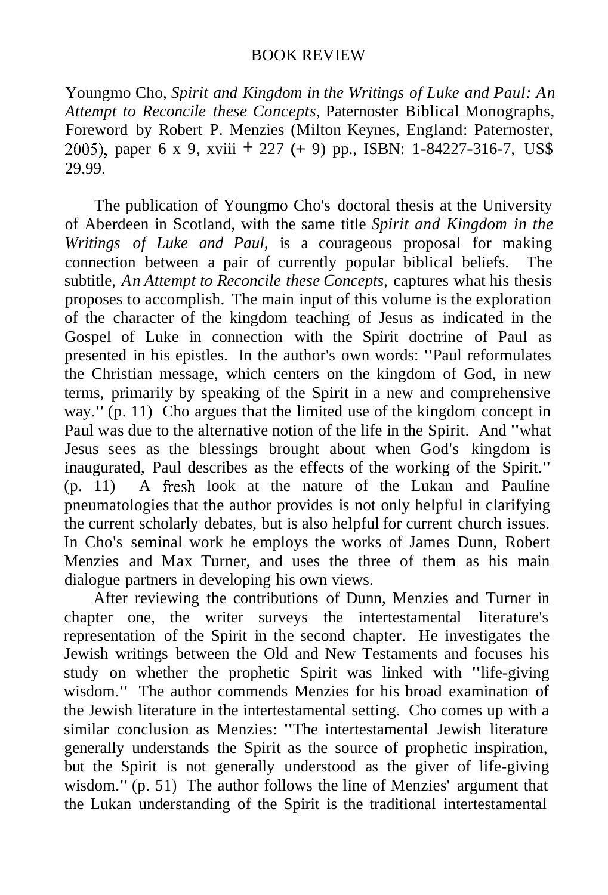# BOOK REVIEW

Youngmo Cho, *Spirit and Kingdom in the Writings of Luke and Paul: An Attempt to Reconcile these Concepts*, Paternoster Biblical Monographs, Foreword by Robert P. Menzies (Milton Keynes, England: Paternoster, 2005), paper 6 x 9, xviii + 227 (+ 9) pp., ISBN: 1-84227-316-7, US$ 29.99.

The publication of Youngmo Cho's doctoral thesis at the University of Aberdeen in Scotland, with the same title *Spirit and Kingdom in the Writings of Luke and Paul,* is a courageous proposal for making connection between a pair of currently popular biblical beliefs. The subtitle, *An Attempt to Reconcile these Concepts,* captures what his thesis proposes to accomplish. The main input of this volume is the exploration of the character of the kingdom teaching of Jesus as indicated in the Gospel of Luke in connection with the Spirit doctrine of Paul as presented in his epistles. In the author's own words: "Paul reformulates the Christian message, which centers on the kingdom of God, in new terms, primarily by speaking of the Spirit in a new and comprehensive way." (p. 11) Cho argues that the limited use of the kingdom concept in Paul was due to the alternative notion of the life in the Spirit. And "what Jesus sees as the blessings brought about when God's kingdom is inaugurated, Paul describes as the effects of the working of the Spirit." (p. 11) A fresh look at the nature of the Lukan and Pauline pneumatologies that the author provides is not only helpful in clarifying the current scholarly debates, but is also helpful for current church issues. In Cho's seminal work he employs the works of James Dunn, Robert Menzies and Max Turner, and uses the three of them as his main dialogue partners in developing his own views.

After reviewing the contributions of Dunn, Menzies and Turner in chapter one, the writer surveys the intertestamental literature's representation of the Spirit in the second chapter. He investigates the Jewish writings between the Old and New Testaments and focuses his study on whether the prophetic Spirit was linked with "life-giving wisdom." The author commends Menzies for his broad examination of the Jewish literature in the intertestamental setting. Cho comes up with a similar conclusion as Menzies: "The intertestamental Jewish literature generally understands the Spirit as the source of prophetic inspiration, but the Spirit is not generally understood as the giver of life-giving wisdom." (p. 51) The author follows the line of Menzies' argument that the Lukan understanding of the Spirit is the traditional intertestamental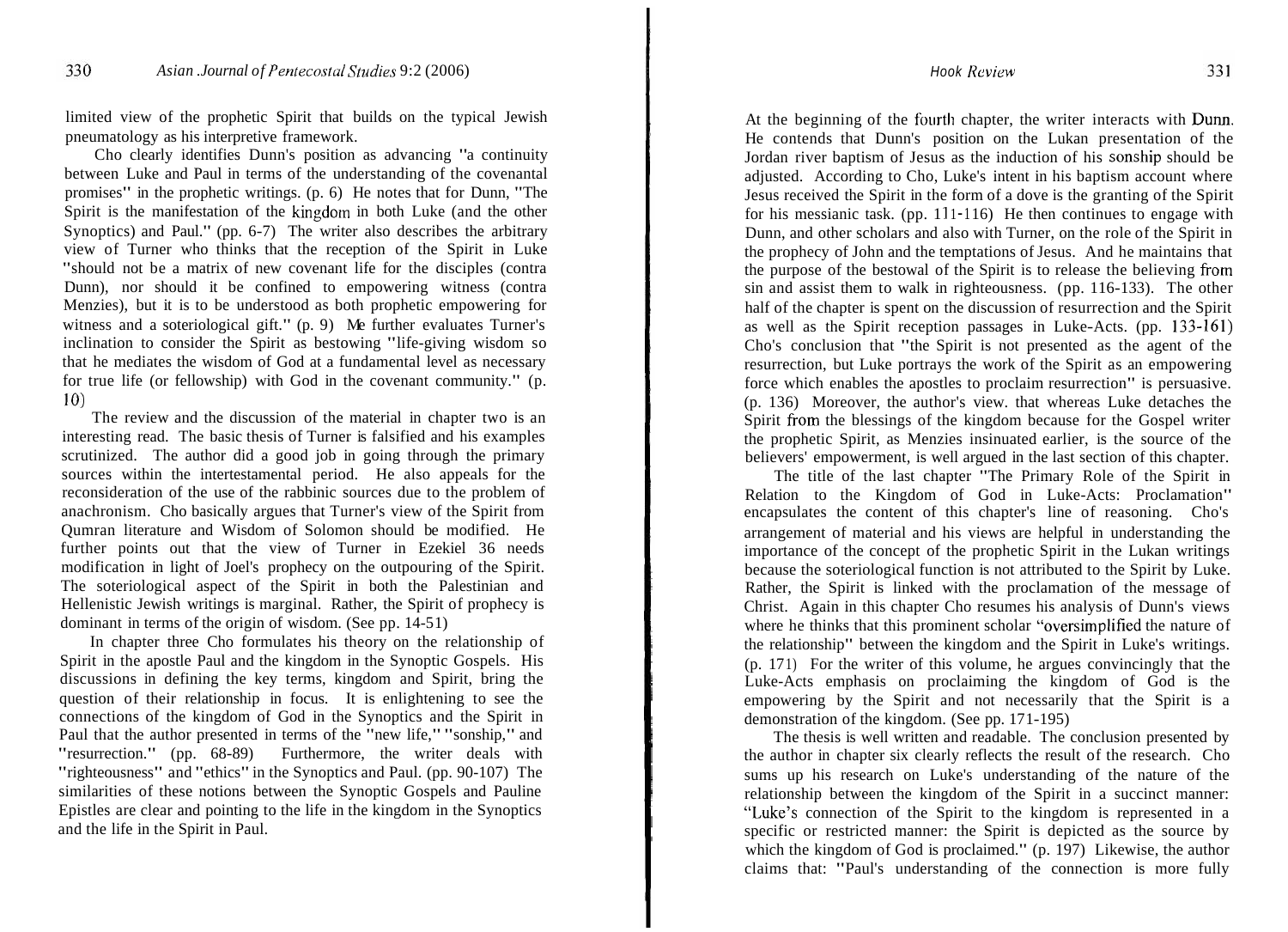limited view of the prophetic Spirit that builds on the typical Jewish pneumatology as his interpretive framework.

Cho clearly identifies Dunn's position as advancing "a continuity between Luke and Paul in terms of the understanding of the covenantal promises" in the prophetic writings. (p. 6) He notes that for Dunn, "The Spirit is the manifestation of the kingdom in both Luke (and the other Synoptics) and Paul." (pp. 6-7) The writer also describes the arbitrary view of Turner who thinks that the reception of the Spirit in Luke "should not be a matrix of new covenant life for the disciples (contra Dunn), nor should it be confined to empowering witness (contra Menzies), but it is to be understood as both prophetic empowering for witness and a soteriological gift." (p. 9) He further evaluates Turner's inclination to consider the Spirit as bestowing "life-giving wisdom so that he mediates the wisdom of God at a fundamental level as necessary for true life (or fellowship) with God in the covenant community." (p. 10)

The review and the discussion of the material in chapter two is an interesting read. The basic thesis of Turner is falsified and his examples scrutinized. The author did a good job in going through the primary sources within the intertestamental period. He also appeals for the reconsideration of the use of the rabbinic sources due to the problem of anachronism. Cho basically argues that Turner's view of the Spirit from Qumran literature and Wisdom of Solomon should be modified. He further points out that the view of Turner in Ezekiel 36 needs modification in light of Joel's prophecy on the outpouring of the Spirit. The soteriological aspect of the Spirit in both the Palestinian and Hellenistic Jewish writings is marginal. Rather, the Spirit of prophecy is dominant in terms of the origin of wisdom. (See pp. 14-51)

In chapter three Cho formulates his theory on the relationship of Spirit in the apostle Paul and the kingdom in the Synoptic Gospels. His discussions in defining the key terms, kingdom and Spirit, bring the question of their relationship in focus. It is enlightening to see the connections of the kingdom of God in the Synoptics and the Spirit in Paul that the author presented in terms of the "new life," "sonship," and "resurrection." (pp. 68-89) Furthermore, the writer deals with "righteousness" and "ethics" in the Synoptics and Paul. (pp. 90-107) The similarities of these notions between the Synoptic Gospels and Pauline Epistles are clear and pointing to the life in the kingdom in the Synoptics and the life in the Spirit in Paul.

At the beginning of the fourth chapter, the writer interacts with Dunn. He contends that Dunn's position on the Lukan presentation of the Jordan river baptism of Jesus as the induction of his sonship should be adjusted. According to Cho, Luke's intent in his baptism account where Jesus received the Spirit in the form of a dove is the granting of the Spirit for his messianic task. (pp. 111-116) He then continues to engage with Dunn, and other scholars and also with Turner, on the role of the Spirit in the prophecy of John and the temptations of Jesus. And he maintains that the purpose of the bestowal of the Spirit is to release the believing from sin and assist them to walk in righteousness. (pp. 116-133). The other half of the chapter is spent on the discussion of resurrection and the Spirit as well as the Spirit reception passages in Luke-Acts. (pp. 133-161) Cho's conclusion that "the Spirit is not presented as the agent of the resurrection, but Luke portrays the work of the Spirit as an empowering force which enables the apostles to proclaim resurrection" is persuasive. (p. 136) Moreover, the author's view. that whereas Luke detaches the Spirit from the blessings of the kingdom because for the Gospel writer the prophetic Spirit, as Menzies insinuated earlier, is the source of the believers' empowerment, is well argued in the last section of this chapter.

The title of the last chapter "The Primary Role of the Spirit in Relation to the Kingdom of God in Luke-Acts: Proclamation" encapsulates the content of this chapter's line of reasoning. Cho's arrangement of material and his views are helpful in understanding the importance of the concept of the prophetic Spirit in the Lukan writings because the soteriological function is not attributed to the Spirit by Luke. Rather, the Spirit is linked with the proclamation of the message of Christ. Again in this chapter Cho resumes his analysis of Dunn's views where he thinks that this prominent scholar "oversimplified the nature of the relationship" between the kingdom and the Spirit in Luke's writings. (p. 171) For the writer of this volume, he argues convincingly that the Luke-Acts emphasis on proclaiming the kingdom of God is the empowering by the Spirit and not necessarily that the Spirit is a demonstration of the kingdom. (See pp. 171-195)

The thesis is well written and readable. The conclusion presented by the author in chapter six clearly reflects the result of the research. Cho sums up his research on Luke's understanding of the nature of the relationship between the kingdom of the Spirit in a succinct manner: "Luke's connection of the Spirit to the kingdom is represented in a specific or restricted manner: the Spirit is depicted as the source by which the kingdom of God is proclaimed." (p. 197) Likewise, the author claims that: "Paul's understanding of the connection is more fully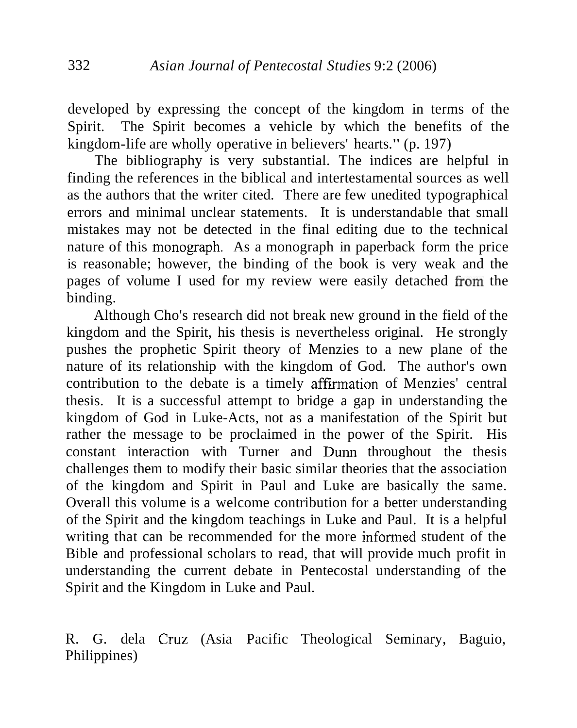developed by expressing the concept of the kingdom in terms of the Spirit. The Spirit becomes a vehicle by which the benefits of the kingdom-life are wholly operative in believers' hearts." (p. 197)

The bibliography is very substantial. The indices are helpful in finding the references in the biblical and intertestamental sources as well as the authors that the writer cited. There are few unedited typographical errors and minimal unclear statements. It is understandable that small mistakes may not be detected in the final editing due to the technical nature of this monograph. As a monograph in paperback form the price is reasonable; however, the binding of the book is very weak and the pages of volume I used for my review were easily detached from the binding.

Although Cho's research did not break new ground in the field of the kingdom and the Spirit, his thesis is nevertheless original. He strongly pushes the prophetic Spirit theory of Menzies to a new plane of the nature of its relationship with the kingdom of God. The author's own contribution to the debate is a timely affirmation of Menzies' central thesis. It is a successful attempt to bridge a gap in understanding the kingdom of God in Luke-Acts, not as a manifestation of the Spirit but rather the message to be proclaimed in the power of the Spirit. His constant interaction with Turner and Dunn throughout the thesis challenges them to modify their basic similar theories that the association of the kingdom and Spirit in Paul and Luke are basically the same. Overall this volume is a welcome contribution for a better understanding of the Spirit and the kingdom teachings in Luke and Paul. It is a helpful writing that can be recommended for the more informed student of the Bible and professional scholars to read, that will provide much profit in understanding the current debate in Pentecostal understanding of the Spirit and the Kingdom in Luke and Paul.

R. G. dela Cruz (Asia Pacific Theological Seminary, Baguio, Philippines)